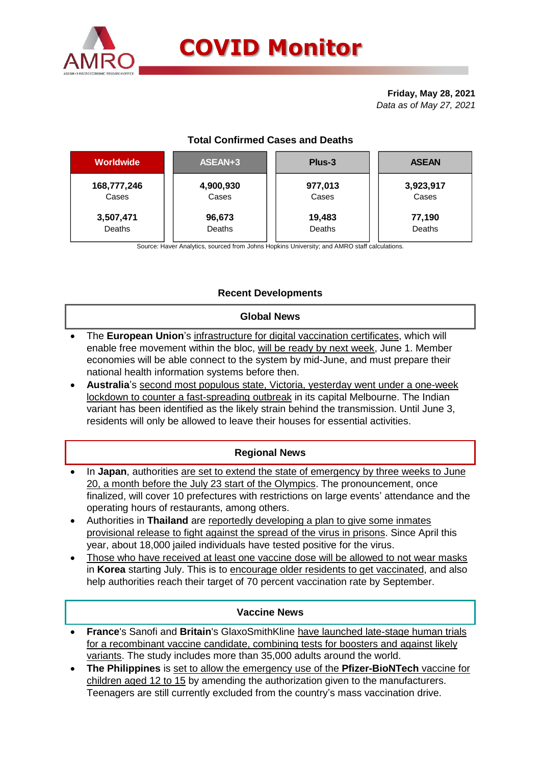# COVID Monitor

**Friday, May 28, 2021**
*Data as of May 27, 2021*

## Total Confirmed Cases and Deaths

| Worldwide | ASEAN+3 | Plus-3 | ASEAN |
|---|---|---|---|
| **168,777,246** Cases | **4,900,930** Cases | **977,013** Cases | **3,923,917** Cases |
| **3,507,471** Deaths | **96,673** Deaths | **19,483** Deaths | **77,190** Deaths |

Source: Haver Analytics, sourced from Johns Hopkins University; and AMRO staff calculations.

## Recent Developments

### Global News

- The **European Union**'s infrastructure for digital vaccination certificates, which will enable free movement within the bloc, will be ready by next week, June 1. Member economies will be able connect to the system by mid-June, and must prepare their national health information systems before then.
- **Australia**'s second most populous state, Victoria, yesterday went under a one-week lockdown to counter a fast-spreading outbreak in its capital Melbourne. The Indian variant has been identified as the likely strain behind the transmission. Until June 3, residents will only be allowed to leave their houses for essential activities.

### Regional News

- In **Japan**, authorities are set to extend the state of emergency by three weeks to June 20, a month before the July 23 start of the Olympics. The pronouncement, once finalized, will cover 10 prefectures with restrictions on large events' attendance and the operating hours of restaurants, among others.
- Authorities in **Thailand** are reportedly developing a plan to give some inmates provisional release to fight against the spread of the virus in prisons. Since April this year, about 18,000 jailed individuals have tested positive for the virus.
- Those who have received at least one vaccine dose will be allowed to not wear masks in **Korea** starting July. This is to encourage older residents to get vaccinated, and also help authorities reach their target of 70 percent vaccination rate by September.

### Vaccine News

- **France**'s Sanofi and **Britain**'s GlaxoSmithKline have launched late-stage human trials for a recombinant vaccine candidate, combining tests for boosters and against likely variants. The study includes more than 35,000 adults around the world.
- **The Philippines** is set to allow the emergency use of the **Pfizer-BioNTech** vaccine for children aged 12 to 15 by amending the authorization given to the manufacturers. Teenagers are still currently excluded from the country's mass vaccination drive.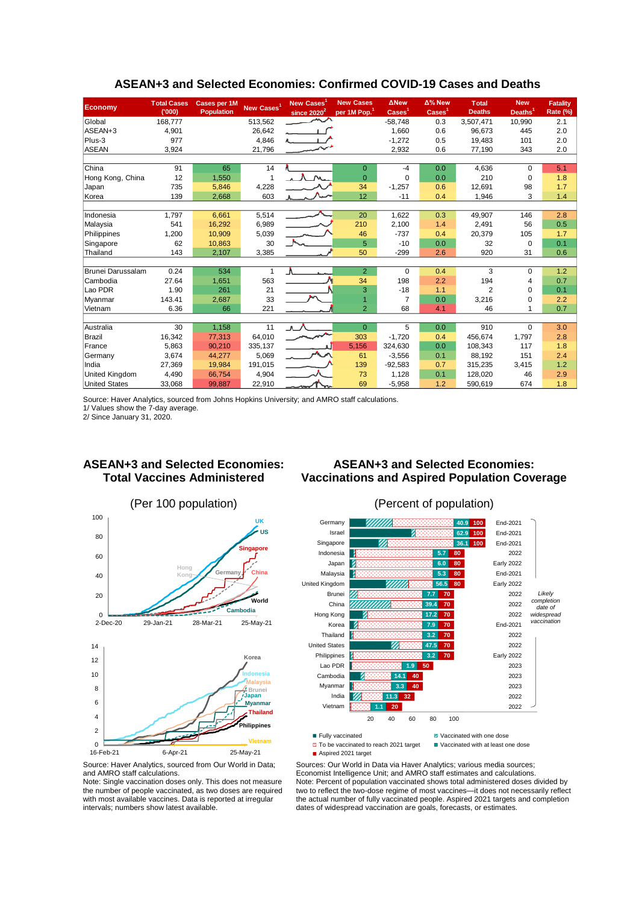## ASEAN+3 and Selected Economies: Confirmed COVID-19 Cases and Deaths

| Economy | Total Cases ('000) | Cases per 1M Population | New Cases[1] | New Cases[1] since 2020[2] | New Cases per 1M Pop.[1] | ΔNew Cases[1] | Δ% New Cases[1] | Total Deaths | New Deaths[1] | Fatality Rate (%) |
|---|---|---|---|---|---|---|---|---|---|---|
| Global | 168,777 | | 513,562 | | | -58,748 | 0.3 | 3,507,471 | 10,990 | 2.1 |
| ASEAN+3 | 4,901 | | 26,642 | | | 1,660 | 0.6 | 96,673 | 445 | 2.0 |
| Plus-3 | 977 | | 4,846 | | | -1,272 | 0.5 | 19,483 | 101 | 2.0 |
| ASEAN | 3,924 | | 21,796 | | | 2,932 | 0.6 | 77,190 | 343 | 2.0 |
| | | | | | | | | | | |
| China | 91 | 65 | 14 | | 0 | -4 | 0.0 | 4,636 | 0 | 5.1 |
| Hong Kong, China | 12 | 1,550 | 1 | | 0 | 0 | 0.0 | 210 | 0 | 1.8 |
| Japan | 735 | 5,846 | 4,228 | | 34 | -1,257 | 0.6 | 12,691 | 98 | 1.7 |
| Korea | 139 | 2,668 | 603 | | 12 | -11 | 0.4 | 1,946 | 3 | 1.4 |
| | | | | | | | | | | |
| Indonesia | 1,797 | 6,661 | 5,514 | | 20 | 1,622 | 0.3 | 49,907 | 146 | 2.8 |
| Malaysia | 541 | 16,292 | 6,989 | | 210 | 2,100 | 1.4 | 2,491 | 56 | 0.5 |
| Philippines | 1,200 | 10,909 | 5,039 | | 46 | -737 | 0.4 | 20,379 | 105 | 1.7 |
| Singapore | 62 | 10,863 | 30 | | 5 | -10 | 0.0 | 32 | 0 | 0.1 |
| Thailand | 143 | 2,107 | 3,385 | | 50 | -299 | 2.6 | 920 | 31 | 0.6 |
| | | | | | | | | | | |
| Brunei Darussalam | 0.24 | 534 | 1 | | 2 | 0 | 0.4 | 3 | 0 | 1.2 |
| Cambodia | 27.64 | 1,651 | 563 | | 34 | 198 | 2.2 | 194 | 4 | 0.7 |
| Lao PDR | 1.90 | 261 | 21 | | 3 | -18 | 1.1 | 2 | 0 | 0.1 |
| Myanmar | 143.41 | 2,687 | 33 | | 1 | 7 | 0.0 | 3,216 | 0 | 2.2 |
| Vietnam | 6.36 | 66 | 221 | | 2 | 68 | 4.1 | 46 | 1 | 0.7 |
| | | | | | | | | | | |
| Australia | 30 | 1,158 | 11 | | 0 | 5 | 0.0 | 910 | 0 | 3.0 |
| Brazil | 16,342 | 77,313 | 64,010 | | 303 | -1,720 | 0.4 | 456,674 | 1,797 | 2.8 |
| France | 5,863 | 90,210 | 335,137 | | 5,156 | 324,630 | 0.0 | 108,343 | 117 | 1.8 |
| Germany | 3,674 | 44,277 | 5,069 | | 61 | -3,556 | 0.1 | 88,192 | 151 | 2.4 |
| India | 27,369 | 19,984 | 191,015 | | 139 | -92,583 | 0.7 | 315,235 | 3,415 | 1.2 |
| United Kingdom | 4,490 | 66,754 | 4,904 | | 73 | 1,128 | 0.1 | 128,020 | 46 | 2.9 |
| United States | 33,068 | 99,887 | 22,910 | | 69 | -5,958 | 1.2 | 590,619 | 674 | 1.8 |

Source: Haver Analytics, sourced from Johns Hopkins University; and AMRO staff calculations.
1/ Values show the 7-day average.
2/ Since January 31, 2020.

## ASEAN+3 and Selected Economies: Total Vaccines Administered

(Per 100 population)

UK
US
Singapore
Hong Kong
Germany
China
World
Cambodia

100
80
60
40
20
0
2-Dec-20
29-Jan-21
28-Mar-21
25-May-21

Korea
Indonesia
Malaysia
Brunei
Japan
Myanmar
Thailand
Philippines
Vietnam

14
12
10
8
6
4
2
0
16-Feb-21
6-Apr-21
25-May-21

Source: Haver Analytics, sourced from Our World in Data; and AMRO staff calculations.
Note: Single vaccination doses only. This does not measure the number of people vaccinated, as two doses are required with most available vaccines. Data is reported at irregular intervals; numbers show latest available.

## ASEAN+3 and Selected Economies: Vaccinations and Aspired Population Coverage

(Percent of population)

Germany 40.9 100 End-2021
Israel 62.9 100 End-2021
Singapore 36.1 100 End-2021
Indonesia 5.7 80 2022
Japan 6.0 80 Early 2022
Malaysia 5.3 80 End-2021
United Kingdom 56.5 80 Early 2022
Brunei 7.7 70 2022
China 39.4 70 2022
Hong Kong 17.2 70 2022
Korea 7.9 70 End-2021
Thailand 3.2 70 2022
United States 47.5 70 2022
Philippines 3.2 70 Early 2022
Lao PDR 1.9 50 2023
Cambodia 14.1 40 2023
Myanmar 3.3 40 2023
India 11.3 32 2022
Vietnam 1.1 20 2022

Likely completion date of widespread vaccination

20
40
60
80
100

Fully vaccinated
Vaccinated with one dose
To be vaccinated to reach 2021 target
Vaccinated with at least one dose
Aspired 2021 target

Sources: Our World in Data via Haver Analytics; various media sources; Economist Intelligence Unit; and AMRO staff estimates and calculations.
Note: Percent of population vaccinated shows total administered doses divided by two to reflect the two-dose regime of most vaccines—it does not necessarily reflect the actual number of fully vaccinated people. Aspired 2021 targets and completion dates of widespread vaccination are goals, forecasts, or estimates.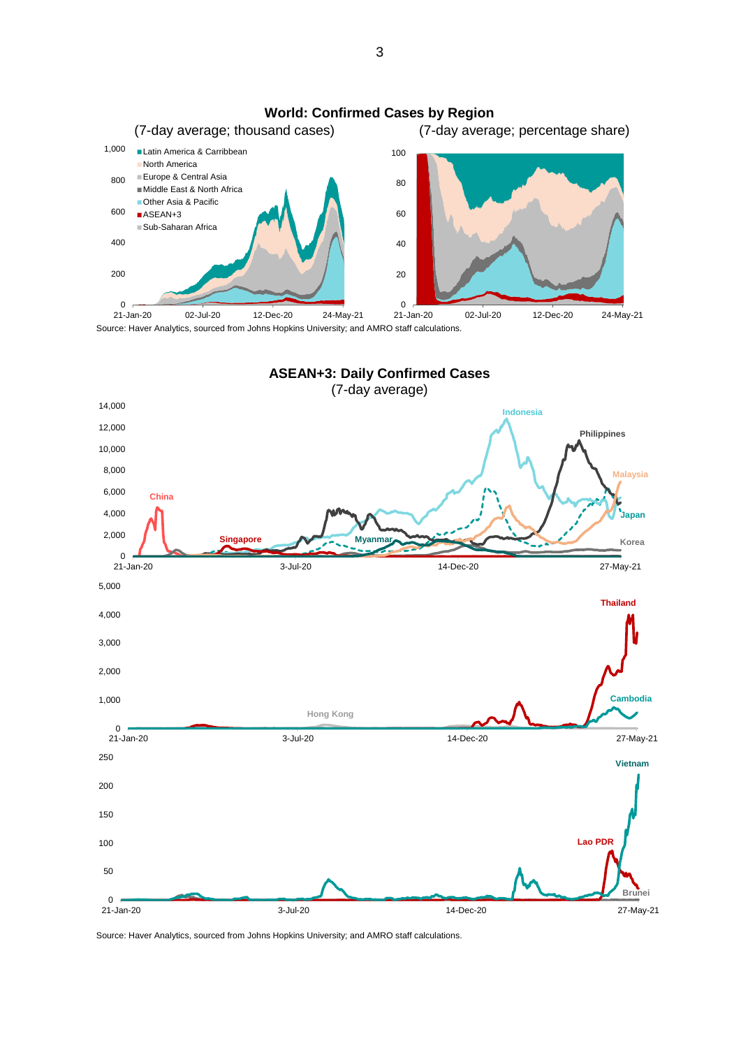## World: Confirmed Cases by Region

(7-day average; thousand cases)

1,000
800
600
400
200
0

- Latin America & Carribbean
- North America
- Europe & Central Asia
- Middle East & North Africa
- Other Asia & Pacific
- ASEAN+3
- Sub-Saharan Africa

21-Jan-20 02-Jul-20 12-Dec-20 24-May-21

(7-day average; percentage share)

100
80
60
40
20
0

21-Jan-20 02-Jul-20 12-Dec-20 24-May-21

Source: Haver Analytics, sourced from Johns Hopkins University; and AMRO staff calculations.

## ASEAN+3: Daily Confirmed Cases

(7-day average)

14,000
12,000
10,000
8,000
6,000
4,000
2,000
0

Indonesia
Philippines
Malaysia
Japan
Korea
China
Singapore
Myanmar

21-Jan-20 3-Jul-20 14-Dec-20 27-May-21

5,000
4,000
3,000
2,000
1,000
0

Thailand
Cambodia
Hong Kong

21-Jan-20 3-Jul-20 14-Dec-20 27-May-21

250
200
150
100
50
0

Vietnam
Lao PDR
Brunei

21-Jan-20 3-Jul-20 14-Dec-20 27-May-21

Source: Haver Analytics, sourced from Johns Hopkins University; and AMRO staff calculations.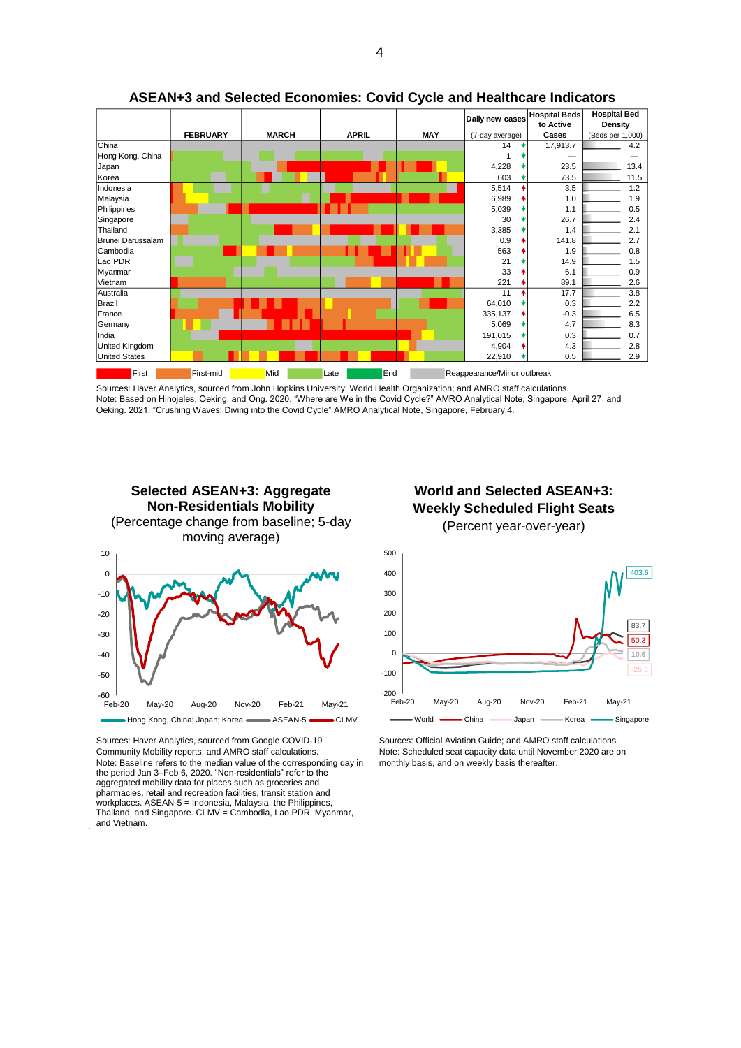## ASEAN+3 and Selected Economies: Covid Cycle and Healthcare Indicators

| | FEBRUARY | MARCH | APRIL | MAY | Daily new cases (7-day average) | | Hospital Beds to Active Cases | Hospital Bed Density (Beds per 1,000) |
|---|---|---|---|---|---|---|---|---|
| China | | | | | 14 | ▼ | 17,913.7 | 4.2 |
| Hong Kong, China | | | | | 1 | ▼ | — | — |
| Japan | | | | | 4,228 | ▼ | 23.5 | 13.4 |
| Korea | | | | | 603 | ▼ | 73.5 | 11.5 |
| Indonesia | | | | | 5,514 | ▲ | 3.5 | 1.2 |
| Malaysia | | | | | 6,989 | ▲ | 1.0 | 1.9 |
| Philippines | | | | | 5,039 | ▼ | 1.1 | 0.5 |
| Singapore | | | | | 30 | ▼ | 26.7 | 2.4 |
| Thailand | | | | | 3,385 | ▼ | 1.4 | 2.1 |
| Brunei Darussalam | | | | | 0.9 | ▲ | 141.8 | 2.7 |
| Cambodia | | | | | 563 | ▲ | 1.9 | 0.8 |
| Lao PDR | | | | | 21 | ▼ | 14.9 | 1.5 |
| Myanmar | | | | | 33 | ▲ | 6.1 | 0.9 |
| Vietnam | | | | | 221 | ▲ | 89.1 | 2.6 |
| Australia | | | | | 11 | ▲ | 17.7 | 3.8 |
| Brazil | | | | | 64,010 | ▼ | 0.3 | 2.2 |
| France | | | | | 335,137 | ▲ | -0.3 | 6.5 |
| Germany | | | | | 5,069 | ▼ | 4.7 | 8.3 |
| India | | | | | 191,015 | ▼ | 0.3 | 0.7 |
| United Kingdom | | | | | 4,904 | ▲ | 4.3 | 2.8 |
| United States | | | | | 22,910 | ▼ | 0.5 | 2.9 |

First | First-mid | Mid | Late | End | Reappearance/Minor outbreak

Sources: Haver Analytics, sourced from John Hopkins University; World Health Organization; and AMRO staff calculations.
Note: Based on Hinojales, Oeking, and Ong. 2020. "Where are We in the Covid Cycle?" AMRO Analytical Note, Singapore, April 27, and Oeking. 2021. "Crushing Waves: Diving into the Covid Cycle" AMRO Analytical Note, Singapore, February 4.

### Selected ASEAN+3: Aggregate Non-Residentials Mobility
(Percentage change from baseline; 5-day moving average)

10
0
-10
-20
-30
-40
-50
-60
Feb-20 May-20 Aug-20 Nov-20 Feb-21 May-21

Hong Kong, China; Japan; Korea — ASEAN-5 — CLMV

Sources: Haver Analytics, sourced from Google COVID-19 Community Mobility reports; and AMRO staff calculations.
Note: Baseline refers to the median value of the corresponding day in the period Jan 3–Feb 6, 2020. "Non-residentials" refer to the aggregated mobility data for places such as groceries and pharmacies, retail and recreation facilities, transit station and workplaces. ASEAN-5 = Indonesia, Malaysia, the Philippines, Thailand, and Singapore. CLMV = Cambodia, Lao PDR, Myanmar, and Vietnam.

### World and Selected ASEAN+3: Weekly Scheduled Flight Seats
(Percent year-over-year)

500
400
300
200
100
0
-100
-200
Feb-20 May-20 Aug-20 Nov-20 Feb-21 May-21

403.6
83.7
50.3
10.6
-25.5

World — China — Japan — Korea — Singapore

Sources: Official Aviation Guide; and AMRO staff calculations.
Note: Scheduled seat capacity data until November 2020 are on monthly basis, and on weekly basis thereafter.